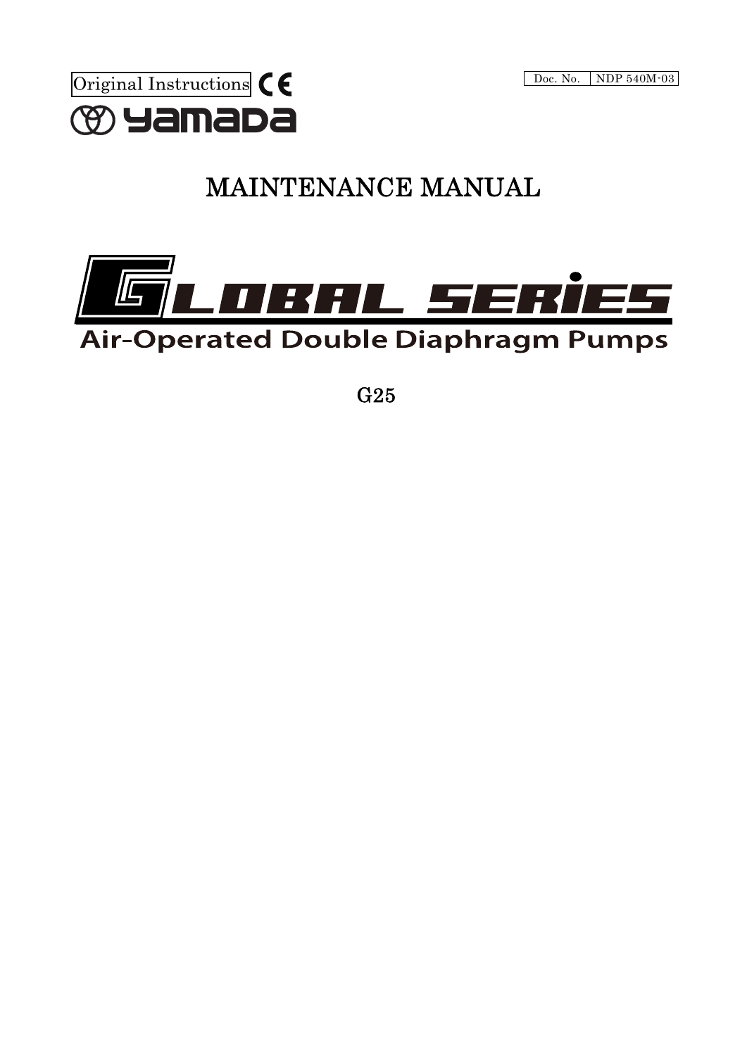Original Instructions CE

Doc. No. NDP 540M-03

yamada

# MAINTENANCE MANUAL

# GLOBAL SERIES

## Air-Operated Double Diaphragm Pumps

G25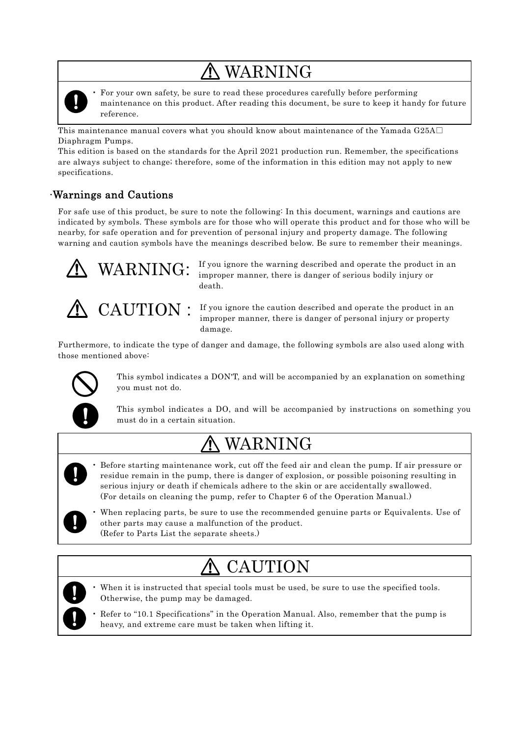## ⚠ WARNING

- For your own safety, be sure to read these procedures carefully before performing maintenance on this product. After reading this document, be sure to keep it handy for future reference.

This maintenance manual covers what you should know about maintenance of the Yamada G25A□ Diaphragm Pumps.

This edition is based on the standards for the April 2021 production run. Remember, the specifications are always subject to change; therefore, some of the information in this edition may not apply to new specifications.

### ·Warnings and Cautions

For safe use of this product, be sure to note the following: In this document, warnings and cautions are indicated by symbols. These symbols are for those who will operate this product and for those who will be nearby, for safe operation and for prevention of personal injury and property damage. The following warning and caution symbols have the meanings described below. Be sure to remember their meanings.

⚠ **WARNING:** If you ignore the warning described and operate the product in an improper manner, there is danger of serious bodily injury or death.

⚠ **CAUTION :** If you ignore the caution described and operate the product in an improper manner, there is danger of personal injury or property damage.

Furthermore, to indicate the type of danger and damage, the following symbols are also used along with those mentioned above:

This symbol indicates a DON'T, and will be accompanied by an explanation on something you must not do.

This symbol indicates a DO, and will be accompanied by instructions on something you must do in a certain situation.

## ⚠ WARNING

- Before starting maintenance work, cut off the feed air and clean the pump. If air pressure or residue remain in the pump, there is danger of explosion, or possible poisoning resulting in serious injury or death if chemicals adhere to the skin or are accidentally swallowed.
  (For details on cleaning the pump, refer to Chapter 6 of the Operation Manual.)
- When replacing parts, be sure to use the recommended genuine parts or Equivalents. Use of other parts may cause a malfunction of the product.
  (Refer to Parts List the separate sheets.)

## ⚠ CAUTION

- When it is instructed that special tools must be used, be sure to use the specified tools. Otherwise, the pump may be damaged.
- Refer to "10.1 Specifications" in the Operation Manual. Also, remember that the pump is heavy, and extreme care must be taken when lifting it.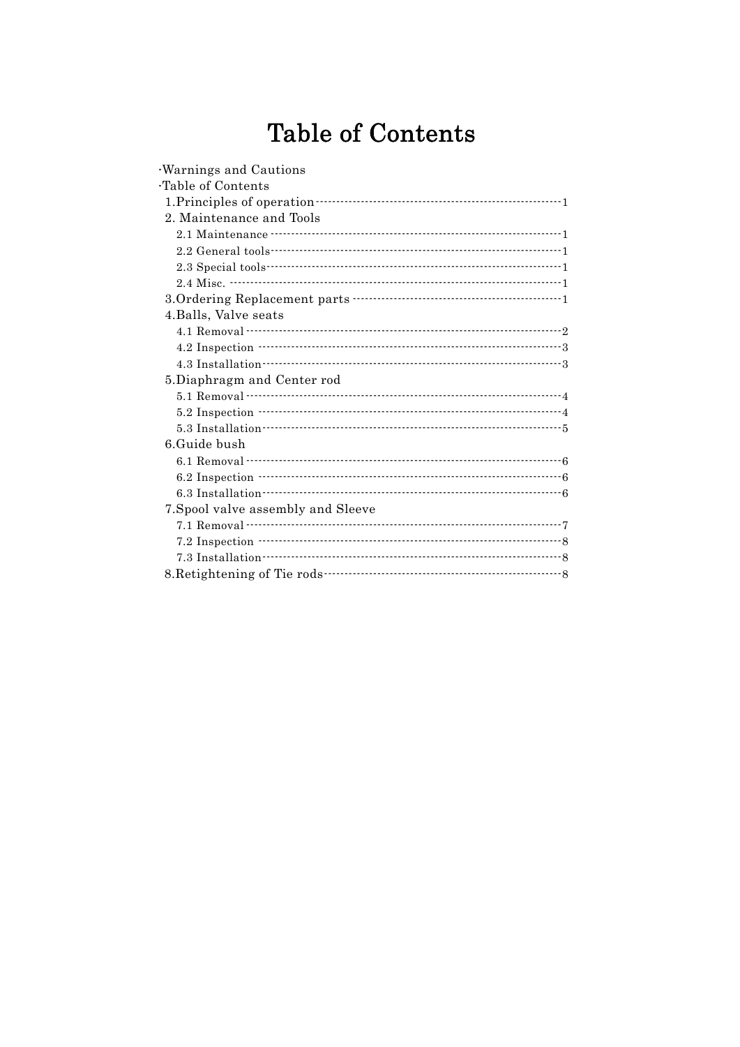# Table of Contents

·Warnings and Cautions
·Table of Contents

1.Principles of operation ········· 1

2. Maintenance and Tools
   - 2.1 Maintenance ········· 1
   - 2.2 General tools ········· 1
   - 2.3 Special tools ········· 1
   - 2.4 Misc. ········· 1

3.Ordering Replacement parts ········· 1

4.Balls, Valve seats
   - 4.1 Removal ········· 2
   - 4.2 Inspection ········· 3
   - 4.3 Installation ········· 3

5.Diaphragm and Center rod
   - 5.1 Removal ········· 4
   - 5.2 Inspection ········· 4
   - 5.3 Installation ········· 5

6.Guide bush
   - 6.1 Removal ········· 6
   - 6.2 Inspection ········· 6
   - 6.3 Installation ········· 6

7.Spool valve assembly and Sleeve
   - 7.1 Removal ········· 7
   - 7.2 Inspection ········· 8
   - 7.3 Installation ········· 8

8.Retightening of Tie rods ········· 8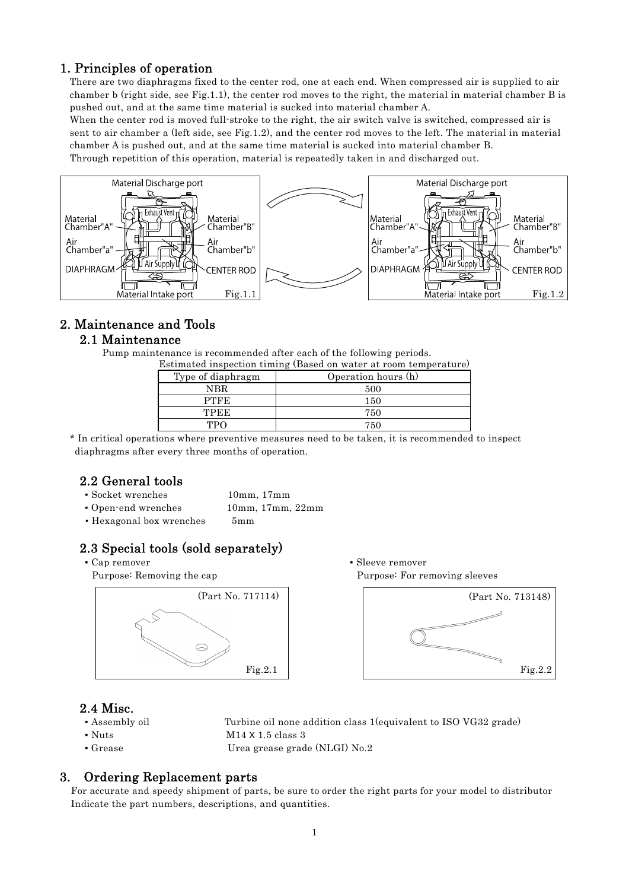# 1. Principles of operation

There are two diaphragms fixed to the center rod, one at each end. When compressed air is supplied to air chamber b (right side, see Fig.1.1), the center rod moves to the right, the material in material chamber B is pushed out, and at the same time material is sucked into material chamber A.

When the center rod is moved full-stroke to the right, the air switch valve is switched, compressed air is sent to air chamber a (left side, see Fig.1.2), and the center rod moves to the left. The material in material chamber A is pushed out, and at the same time material is sucked into material chamber B.

Through repetition of this operation, material is repeatedly taken in and discharged out.

Fig.1.1

Fig.1.2

# 2. Maintenance and Tools

## 2.1 Maintenance

Pump maintenance is recommended after each of the following periods.

Estimated inspection timing (Based on water at room temperature)

| Type of diaphragm | Operation hours (h) |
|---|---|
| NBR | 500 |
| PTFE | 150 |
| TPEE | 750 |
| TPO | 750 |

* In critical operations where preventive measures need to be taken, it is recommended to inspect diaphragms after every three months of operation.

## 2.2 General tools

- Socket wrenches 10mm, 17mm
- Open-end wrenches 10mm, 17mm, 22mm
- Hexagonal box wrenches 5mm

## 2.3 Special tools (sold separately)

- Cap remover
  Purpose: Removing the cap

(Part No. 717114)

Fig.2.1

- Sleeve remover
  Purpose: For removing sleeves

(Part No. 713148)

Fig.2.2

## 2.4 Misc.

- Assembly oil Turbine oil none addition class 1(equivalent to ISO VG32 grade)
- Nuts M14 X 1.5 class 3
- Grease Urea grease grade (NLGI) No.2

# 3. Ordering Replacement parts

For accurate and speedy shipment of parts, be sure to order the right parts for your model to distributor Indicate the part numbers, descriptions, and quantities.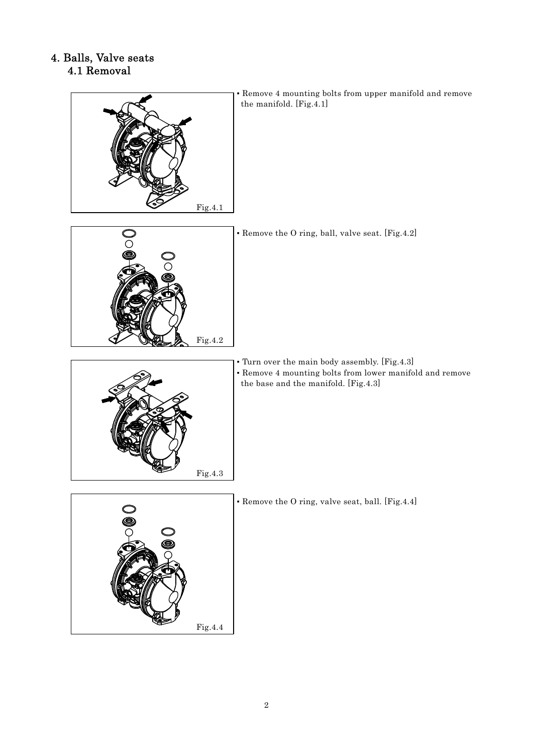# 4. Balls, Valve seats

## 4.1 Removal

Fig.4.1

- Remove 4 mounting bolts from upper manifold and remove the manifold. [Fig.4.1]

Fig.4.2

- Remove the O ring, ball, valve seat. [Fig.4.2]

Fig.4.3

- Turn over the main body assembly. [Fig.4.3]
- Remove 4 mounting bolts from lower manifold and remove the base and the manifold. [Fig.4.3]

Fig.4.4

- Remove the O ring, valve seat, ball. [Fig.4.4]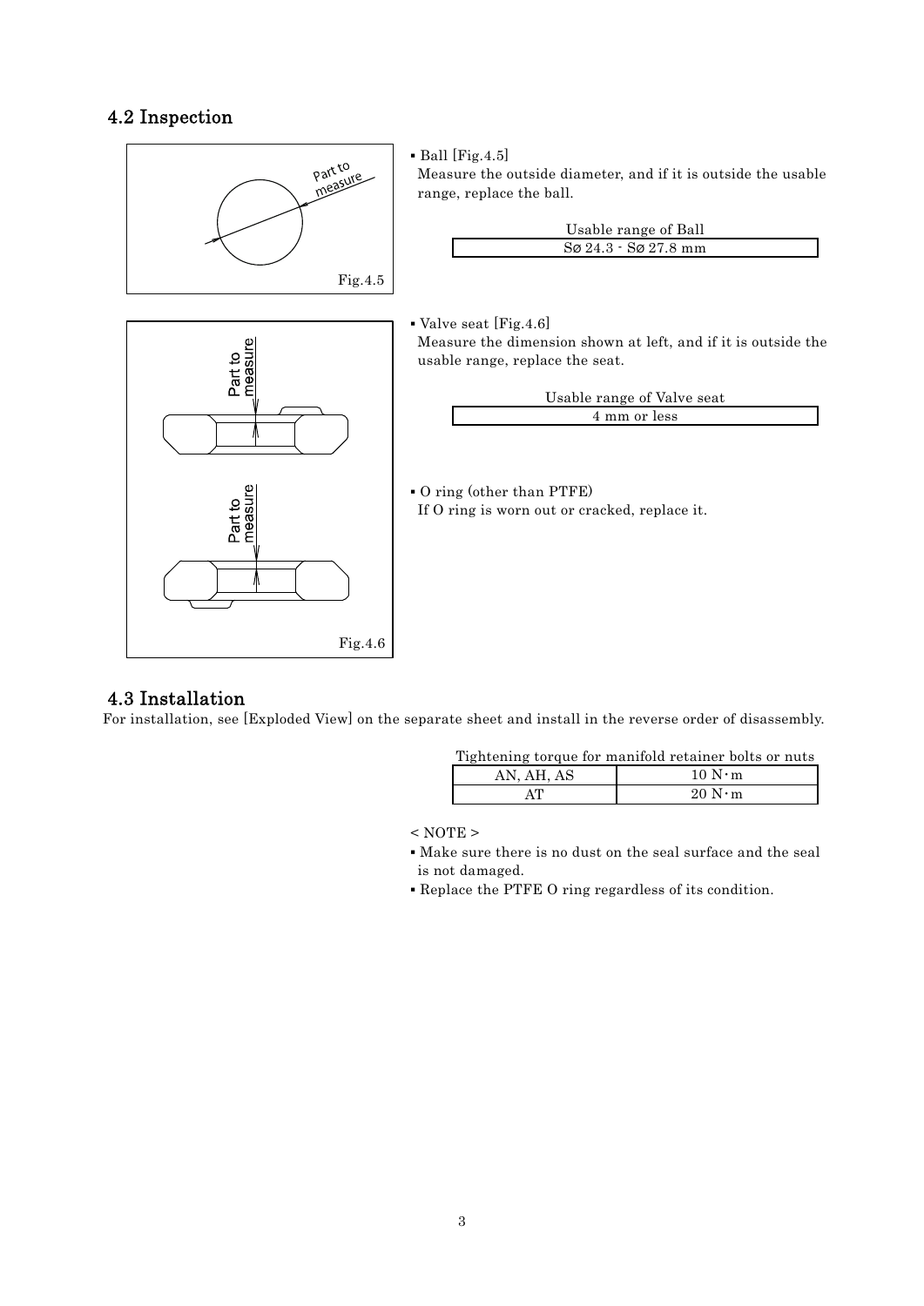## 4.2 Inspection

Part to measure

Fig.4.5

- Ball [Fig.4.5]
  Measure the outside diameter, and if it is outside the usable range, replace the ball.

| Usable range of Ball |
| --- |
| Sø 24.3 - Sø 27.8 mm |

Part to measure

Part to measure

Fig.4.6

- Valve seat [Fig.4.6]
  Measure the dimension shown at left, and if it is outside the usable range, replace the seat.

| Usable range of Valve seat |
| --- |
| 4 mm or less |

- O ring (other than PTFE)
  If O ring is worn out or cracked, replace it.

## 4.3 Installation

For installation, see [Exploded View] on the separate sheet and install in the reverse order of disassembly.

Tightening torque for manifold retainer bolts or nuts

| | |
| --- | --- |
| AN, AH, AS | 10 N･m |
| AT | 20 N･m |

< NOTE >

- Make sure there is no dust on the seal surface and the seal is not damaged.
- Replace the PTFE O ring regardless of its condition.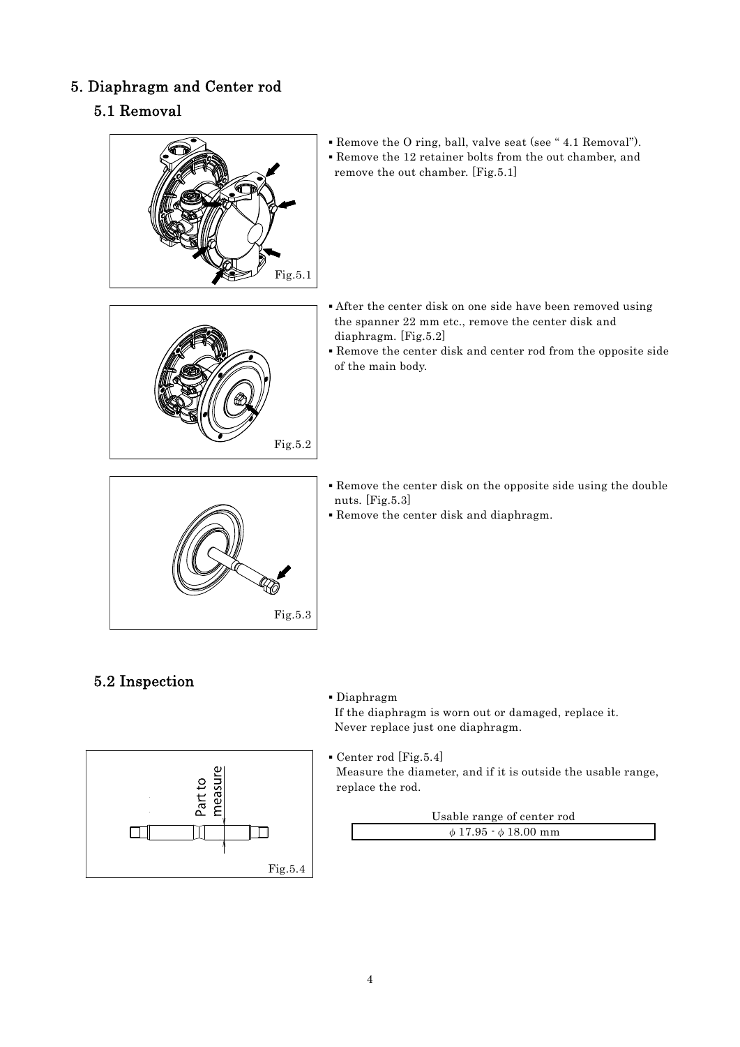# 5. Diaphragm and Center rod

## 5.1 Removal

- Remove the O ring, ball, valve seat (see " 4.1 Removal").
- Remove the 12 retainer bolts from the out chamber, and remove the out chamber. [Fig.5.1]

Fig.5.1

- After the center disk on one side have been removed using the spanner 22 mm etc., remove the center disk and diaphragm. [Fig.5.2]
- Remove the center disk and center rod from the opposite side of the main body.

Fig.5.2

- Remove the center disk on the opposite side using the double nuts. [Fig.5.3]
- Remove the center disk and diaphragm.

Fig.5.3

## 5.2 Inspection

- Diaphragm
  If the diaphragm is worn out or damaged, replace it.
  Never replace just one diaphragm.

- Center rod [Fig.5.4]
  Measure the diameter, and if it is outside the usable range, replace the rod.

| Usable range of center rod |
| --- |
| $\phi$ 17.95 - $\phi$ 18.00 mm |

Part to measure

Fig.5.4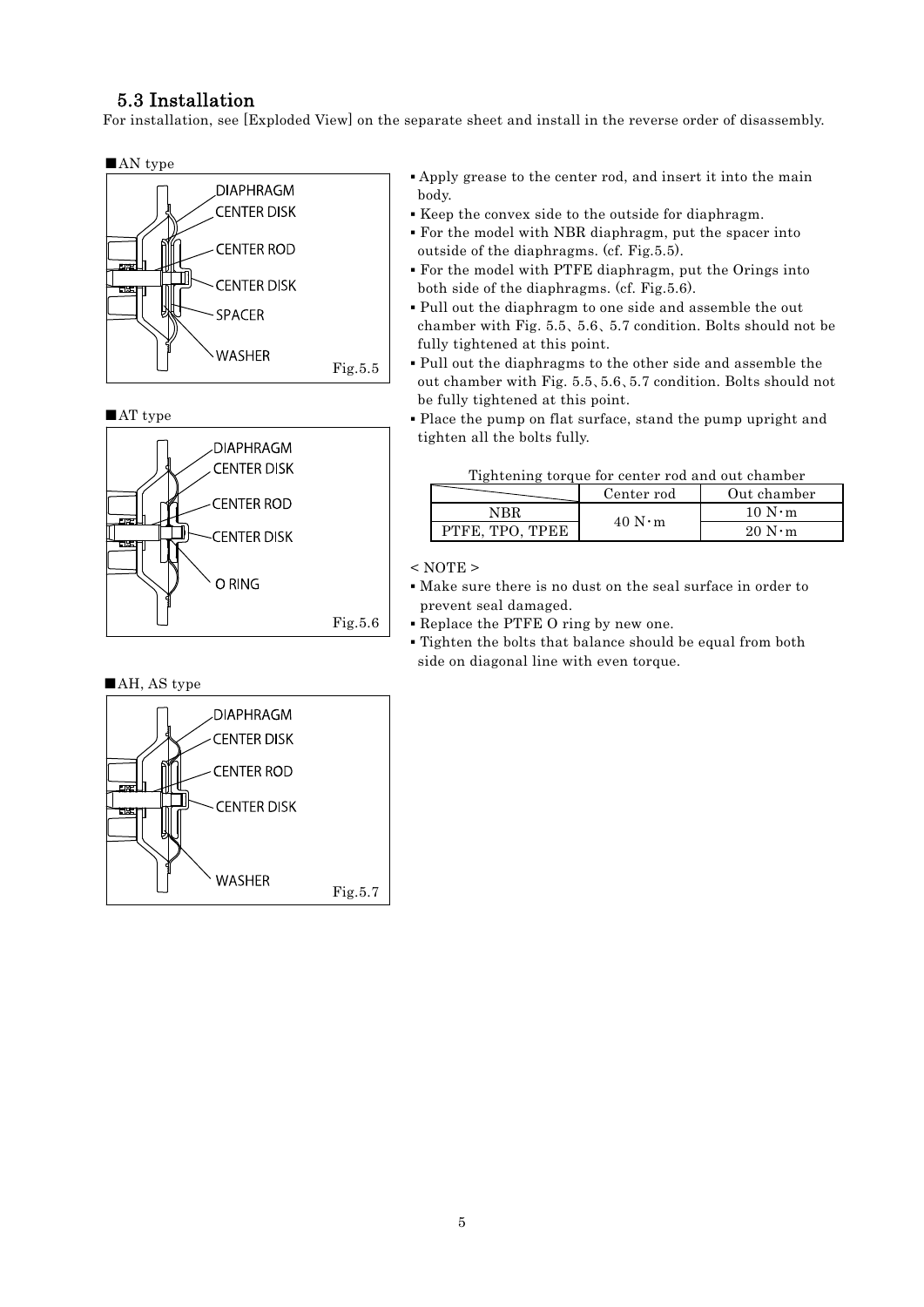## 5.3 Installation

For installation, see [Exploded View] on the separate sheet and install in the reverse order of disassembly.

■AN type

DIAPHRAGM
CENTER DISK
CENTER ROD
CENTER DISK
SPACER
WASHER

Fig.5.5

■AT type

DIAPHRAGM
CENTER DISK
CENTER ROD
CENTER DISK
O RING

Fig.5.6

■AH, AS type

DIAPHRAGM
CENTER DISK
CENTER ROD
CENTER DISK
WASHER

Fig.5.7

- Apply grease to the center rod, and insert it into the main body.
- Keep the convex side to the outside for diaphragm.
- For the model with NBR diaphragm, put the spacer into outside of the diaphragms. (cf. Fig.5.5).
- For the model with PTFE diaphragm, put the Orings into both side of the diaphragms. (cf. Fig.5.6).
- Pull out the diaphragm to one side and assemble the out chamber with Fig. 5.5、5.6、5.7 condition. Bolts should not be fully tightened at this point.
- Pull out the diaphragms to the other side and assemble the out chamber with Fig. 5.5、5.6、5.7 condition. Bolts should not be fully tightened at this point.
- Place the pump on flat surface, stand the pump upright and tighten all the bolts fully.

Tightening torque for center rod and out chamber

| | Center rod | Out chamber |
|---|---|---|
| NBR | 40 N･m | 10 N･m |
| PTFE, TPO, TPEE | | 20 N･m |

< NOTE >

- Make sure there is no dust on the seal surface in order to prevent seal damaged.
- Replace the PTFE O ring by new one.
- Tighten the bolts that balance should be equal from both side on diagonal line with even torque.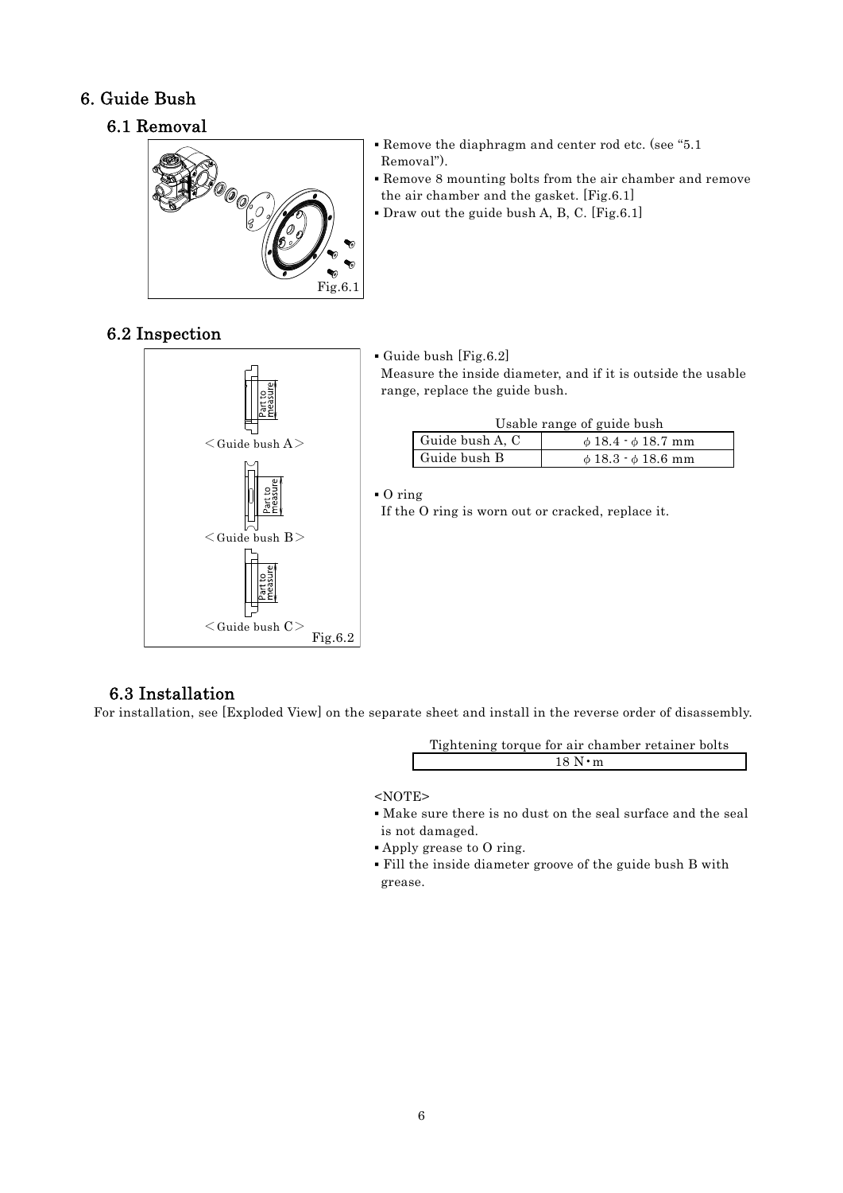# 6. Guide Bush

## 6.1 Removal

Fig.6.1

- Remove the diaphragm and center rod etc. (see "5.1 Removal").
- Remove 8 mounting bolts from the air chamber and remove the air chamber and the gasket. [Fig.6.1]
- Draw out the guide bush A, B, C. [Fig.6.1]

## 6.2 Inspection

Part to measure

<Guide bush A>

Part to measure

<Guide bush B>

Part to measure

<Guide bush C>

Fig.6.2

- Guide bush [Fig.6.2]
  Measure the inside diameter, and if it is outside the usable range, replace the guide bush.

Usable range of guide bush

| Guide bush A, C | $\phi$ 18.4 - $\phi$ 18.7 mm |
|---|---|
| Guide bush B | $\phi$ 18.3 - $\phi$ 18.6 mm |

- O ring
  If the O ring is worn out or cracked, replace it.

## 6.3 Installation

For installation, see [Exploded View] on the separate sheet and install in the reverse order of disassembly.

| Tightening torque for air chamber retainer bolts |
|---|
| 18 N・m |

<NOTE>

- Make sure there is no dust on the seal surface and the seal is not damaged.
- Apply grease to O ring.
- Fill the inside diameter groove of the guide bush B with grease.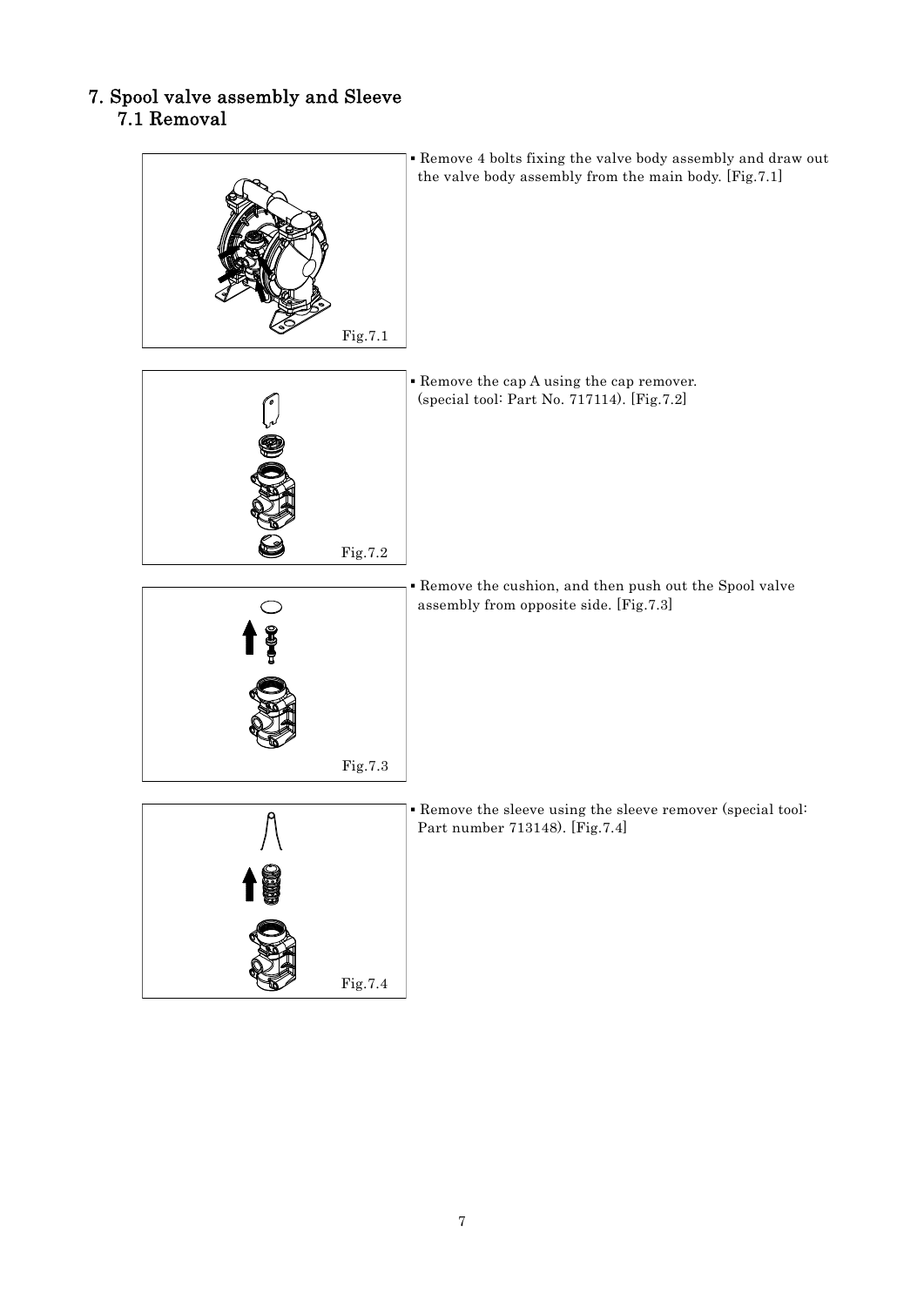# 7. Spool valve assembly and Sleeve

## 7.1 Removal

Fig.7.1

- Remove 4 bolts fixing the valve body assembly and draw out the valve body assembly from the main body. [Fig.7.1]

Fig.7.2

- Remove the cap A using the cap remover. (special tool: Part No. 717114). [Fig.7.2]

Fig.7.3

- Remove the cushion, and then push out the Spool valve assembly from opposite side. [Fig.7.3]

Fig.7.4

- Remove the sleeve using the sleeve remover (special tool: Part number 713148). [Fig.7.4]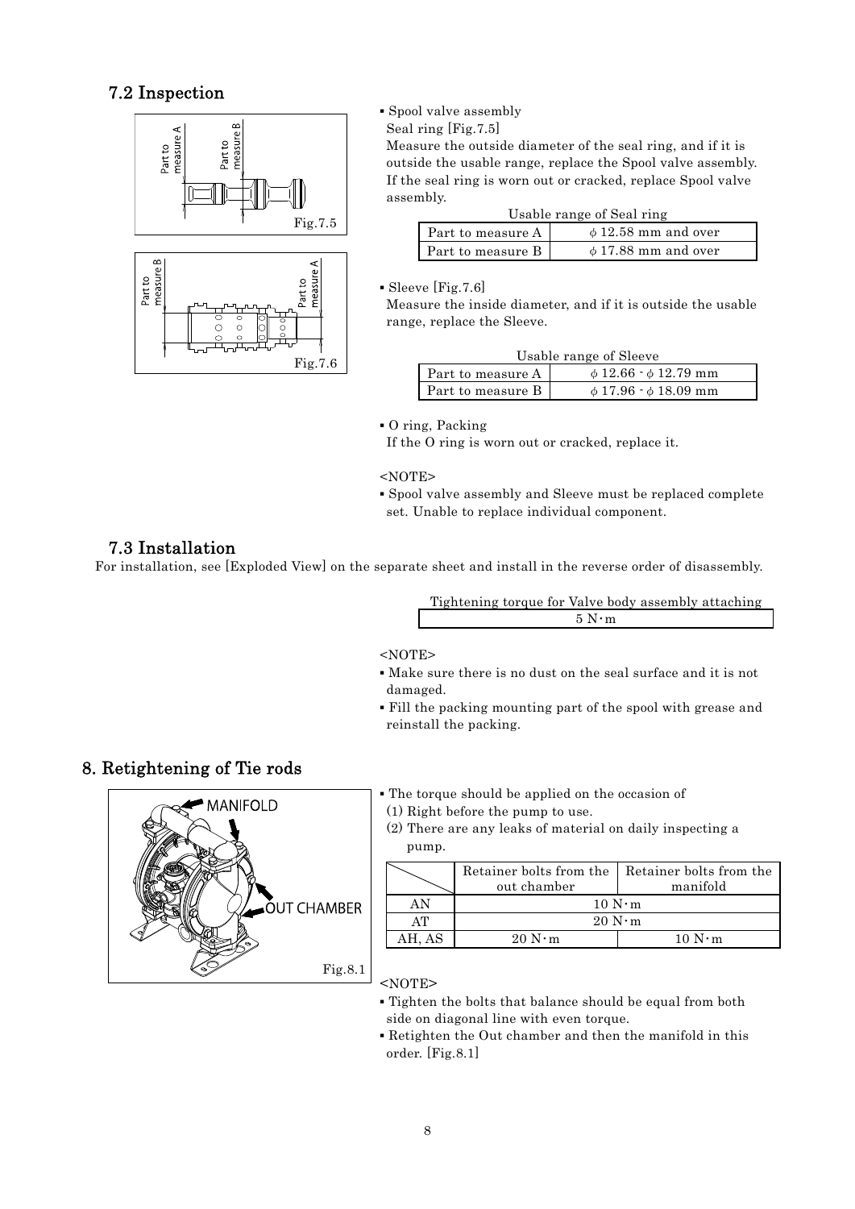## 7.2 Inspection

Fig.7.5

Fig.7.6

- Spool valve assembly
  Seal ring [Fig.7.5]
  Measure the outside diameter of the seal ring, and if it is outside the usable range, replace the Spool valve assembly. If the seal ring is worn out or cracked, replace Spool valve assembly.

Usable range of Seal ring

| Part to measure A | $\phi$ 12.58 mm and over |
|---|---|
| Part to measure B | $\phi$ 17.88 mm and over |

- Sleeve [Fig.7.6]
  Measure the inside diameter, and if it is outside the usable range, replace the Sleeve.

Usable range of Sleeve

| Part to measure A | $\phi$ 12.66 - $\phi$ 12.79 mm |
|---|---|
| Part to measure B | $\phi$ 17.96 - $\phi$ 18.09 mm |

- O ring, Packing
  If the O ring is worn out or cracked, replace it.

<NOTE>

- Spool valve assembly and Sleeve must be replaced complete set. Unable to replace individual component.

## 7.3 Installation

For installation, see [Exploded View] on the separate sheet and install in the reverse order of disassembly.

| Tightening torque for Valve body assembly attaching |
|---|
| 5 N・m |

<NOTE>

- Make sure there is no dust on the seal surface and it is not damaged.
- Fill the packing mounting part of the spool with grease and reinstall the packing.

# 8. Retightening of Tie rods

MANIFOLD

OUT CHAMBER

Fig.8.1

- The torque should be applied on the occasion of
  (1) Right before the pump to use.
  (2) There are any leaks of material on daily inspecting a pump.

| | Retainer bolts from the out chamber | Retainer bolts from the manifold |
|---|---|---|
| AN | 10 N・m | |
| AT | 20 N・m | |
| AH, AS | 20 N・m | 10 N・m |

<NOTE>

- Tighten the bolts that balance should be equal from both side on diagonal line with even torque.
- Retighten the Out chamber and then the manifold in this order. [Fig.8.1]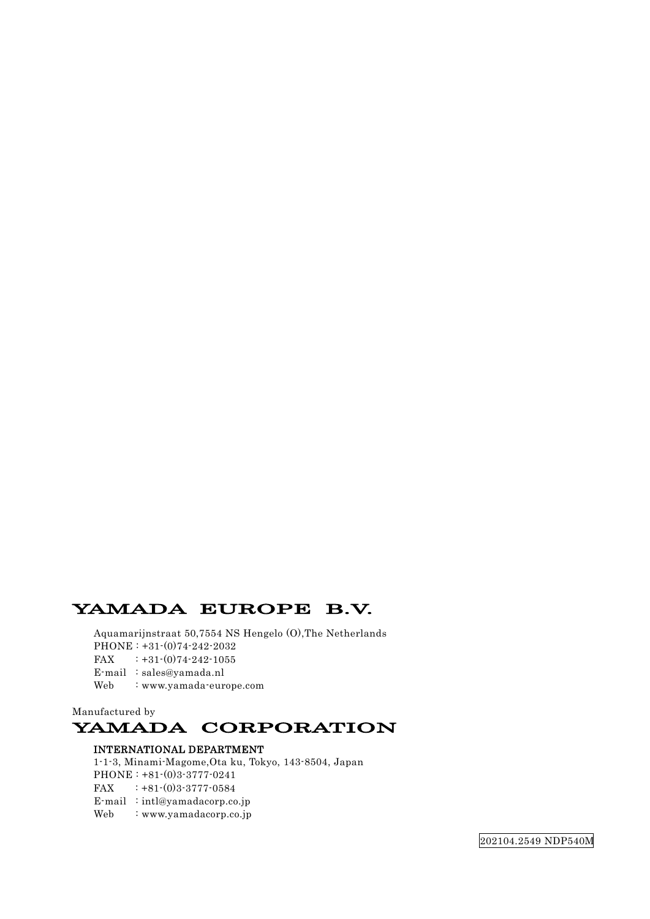## YAMADA EUROPE B.V.

Aquamarijnstraat 50,7554 NS Hengelo (O),The Netherlands
PHONE : +31-(0)74-242-2032
FAX : +31-(0)74-242-1055
E-mail : sales@yamada.nl
Web : www.yamada-europe.com

Manufactured by

## YAMADA CORPORATION

**INTERNATIONAL DEPARTMENT**
1-1-3, Minami-Magome,Ota ku, Tokyo, 143-8504, Japan
PHONE : +81-(0)3-3777-0241
FAX : +81-(0)3-3777-0584
E-mail : intl@yamadacorp.co.jp
Web : www.yamadacorp.co.jp

202104.2549 NDP540M